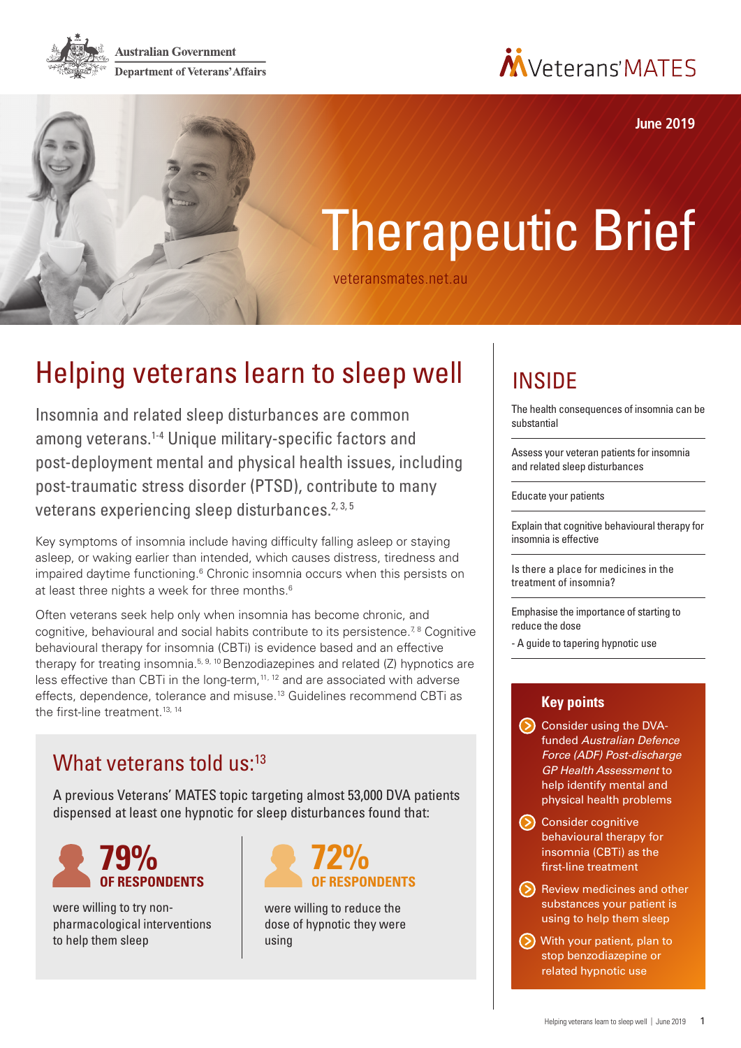Australian Government
Department of Veterans' Affairs

Veterans' MATES

June 2019

# Therapeutic Brief

veteransmates.net.au

## Helping veterans learn to sleep well

Insomnia and related sleep disturbances are common among veterans.[1-4] Unique military-specific factors and post-deployment mental and physical health issues, including post-traumatic stress disorder (PTSD), contribute to many veterans experiencing sleep disturbances.[2,3,5]

Key symptoms of insomnia include having difficulty falling asleep or staying asleep, or waking earlier than intended, which causes distress, tiredness and impaired daytime functioning.[6] Chronic insomnia occurs when this persists on at least three nights a week for three months.[6]

Often veterans seek help only when insomnia has become chronic, and cognitive, behavioural and social habits contribute to its persistence.[7,8] Cognitive behavioural therapy for insomnia (CBTi) is evidence based and an effective therapy for treating insomnia.[5,9,10] Benzodiazepines and related (Z) hypnotics are less effective than CBTi in the long-term,[11,12] and are associated with adverse effects, dependence, tolerance and misuse.[13] Guidelines recommend CBTi as the first-line treatment.[13,14]

### What veterans told us:[13]

A previous Veterans' MATES topic targeting almost 53,000 DVA patients dispensed at least one hypnotic for sleep disturbances found that:

**79% OF RESPONDENTS** were willing to try non-pharmacological interventions to help them sleep

**72% OF RESPONDENTS** were willing to reduce the dose of hypnotic they were using

## INSIDE

- The health consequences of insomnia can be substantial
- Assess your veteran patients for insomnia and related sleep disturbances
- Educate your patients
- Explain that cognitive behavioural therapy for insomnia is effective
- Is there a place for medicines in the treatment of insomnia?
- Emphasise the importance of starting to reduce the dose
  - A guide to tapering hypnotic use

### Key points

- Consider using the DVA-funded *Australian Defence Force (ADF) Post-discharge GP Health Assessment* to help identify mental and physical health problems
- Consider cognitive behavioural therapy for insomnia (CBTi) as the first-line treatment
- Review medicines and other substances your patient is using to help them sleep
- With your patient, plan to stop benzodiazepine or related hypnotic use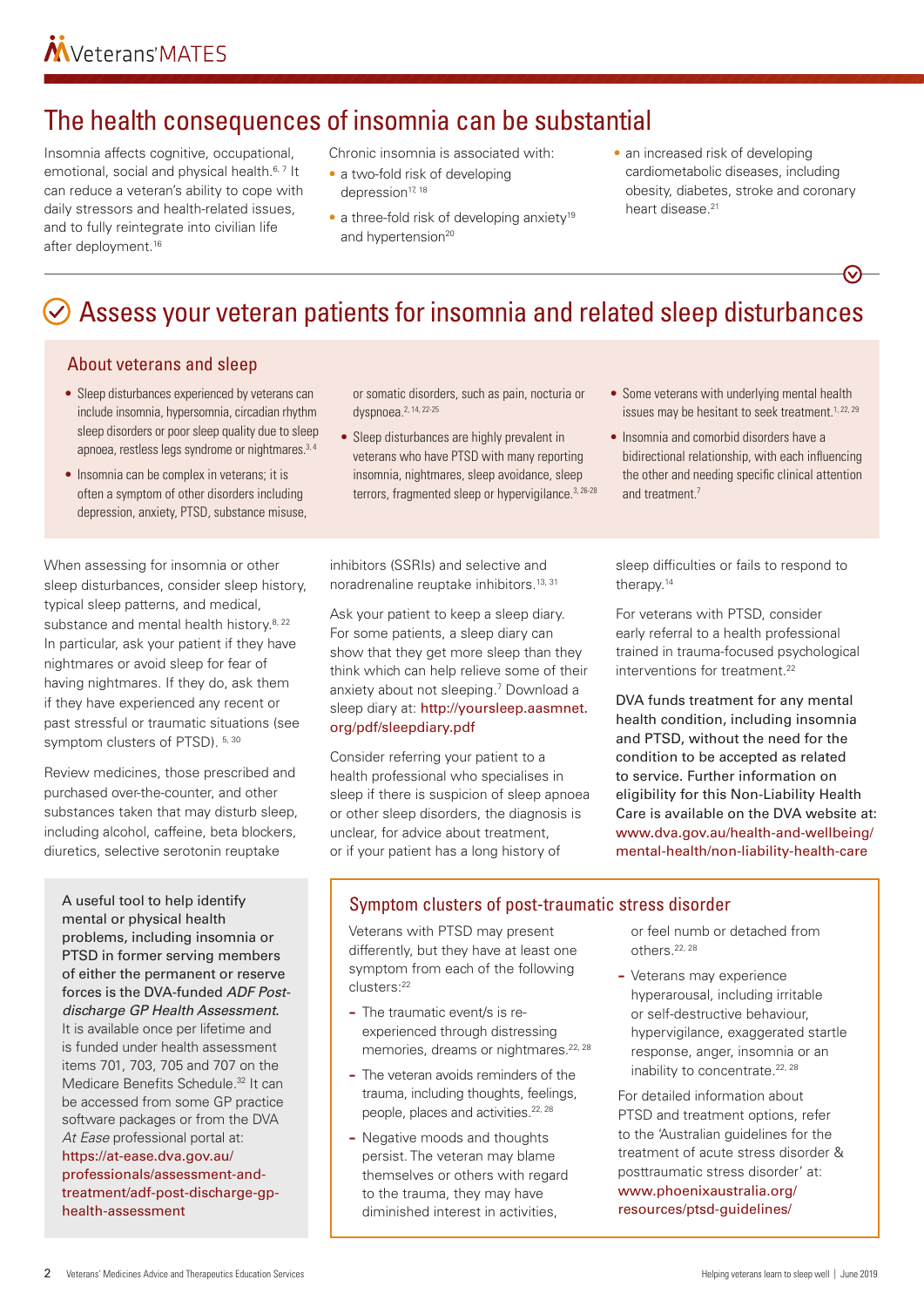## The health consequences of insomnia can be substantial

Insomnia affects cognitive, occupational, emotional, social and physical health.[6, 7] It can reduce a veteran's ability to cope with daily stressors and health-related issues, and to fully reintegrate into civilian life after deployment.[16]

Chronic insomnia is associated with:

- a two-fold risk of developing depression[17, 18]
- a three-fold risk of developing anxiety[19] and hypertension[20]
- an increased risk of developing cardiometabolic diseases, including obesity, diabetes, stroke and coronary heart disease.[21]

## Assess your veteran patients for insomnia and related sleep disturbances

### About veterans and sleep

- Sleep disturbances experienced by veterans can include insomnia, hypersomnia, circadian rhythm sleep disorders or poor sleep quality due to sleep apnoea, restless legs syndrome or nightmares.[3, 4]
- Insomnia can be complex in veterans; it is often a symptom of other disorders including depression, anxiety, PTSD, substance misuse, or somatic disorders, such as pain, nocturia or dyspnoea.[2, 14, 22-25]
- Sleep disturbances are highly prevalent in veterans who have PTSD with many reporting insomnia, nightmares, sleep avoidance, sleep terrors, fragmented sleep or hypervigilance.[3, 26-28]
- Some veterans with underlying mental health issues may be hesitant to seek treatment.[1, 22, 29]
- Insomnia and comorbid disorders have a bidirectional relationship, with each influencing the other and needing specific clinical attention and treatment.[7]

When assessing for insomnia or other sleep disturbances, consider sleep history, typical sleep patterns, and medical, substance and mental health history.[8, 22] In particular, ask your patient if they have nightmares or avoid sleep for fear of having nightmares. If they do, ask them if they have experienced any recent or past stressful or traumatic situations (see symptom clusters of PTSD).[5, 30]

Review medicines, those prescribed and purchased over-the-counter, and other substances taken that may disturb sleep, including alcohol, caffeine, beta blockers, diuretics, selective serotonin reuptake inhibitors (SSRIs) and selective and noradrenaline reuptake inhibitors.[13, 31]

Ask your patient to keep a sleep diary. For some patients, a sleep diary can show that they get more sleep than they think which can help relieve some of their anxiety about not sleeping.[7] Download a sleep diary at: http://yoursleep.aasmnet.org/pdf/sleepdiary.pdf

Consider referring your patient to a health professional who specialises in sleep if there is suspicion of sleep apnoea or other sleep disorders, the diagnosis is unclear, for advice about treatment, or if your patient has a long history of sleep difficulties or fails to respond to therapy.[14]

For veterans with PTSD, consider early referral to a health professional trained in trauma-focused psychological interventions for treatment.[22]

DVA funds treatment for any mental health condition, including insomnia and PTSD, without the need for the condition to be accepted as related to service. Further information on eligibility for this Non-Liability Health Care is available on the DVA website at: www.dva.gov.au/health-and-wellbeing/mental-health/non-liability-health-care

A useful tool to help identify mental or physical health problems, including insomnia or PTSD in former serving members of either the permanent or reserve forces is the DVA-funded *ADF Post-discharge GP Health Assessment*. It is available once per lifetime and is funded under health assessment items 701, 703, 705 and 707 on the Medicare Benefits Schedule.[32] It can be accessed from some GP practice software packages or from the DVA *At Ease* professional portal at: https://at-ease.dva.gov.au/professionals/assessment-and-treatment/adf-post-discharge-gp-health-assessment

### Symptom clusters of post-traumatic stress disorder

Veterans with PTSD may present differently, but they have at least one symptom from each of the following clusters:[22]

- The traumatic event/s is re-experienced through distressing memories, dreams or nightmares.[22, 28]
- The veteran avoids reminders of the trauma, including thoughts, feelings, people, places and activities.[22, 28]
- Negative moods and thoughts persist. The veteran may blame themselves or others with regard to the trauma, they may have diminished interest in activities, or feel numb or detached from others.[22, 28]
- Veterans may experience hyperarousal, including irritable or self-destructive behaviour, hypervigilance, exaggerated startle response, anger, insomnia or an inability to concentrate.[22, 28]

For detailed information about PTSD and treatment options, refer to the 'Australian guidelines for the treatment of acute stress disorder & posttraumatic stress disorder' at: www.phoenixaustralia.org/resources/ptsd-guidelines/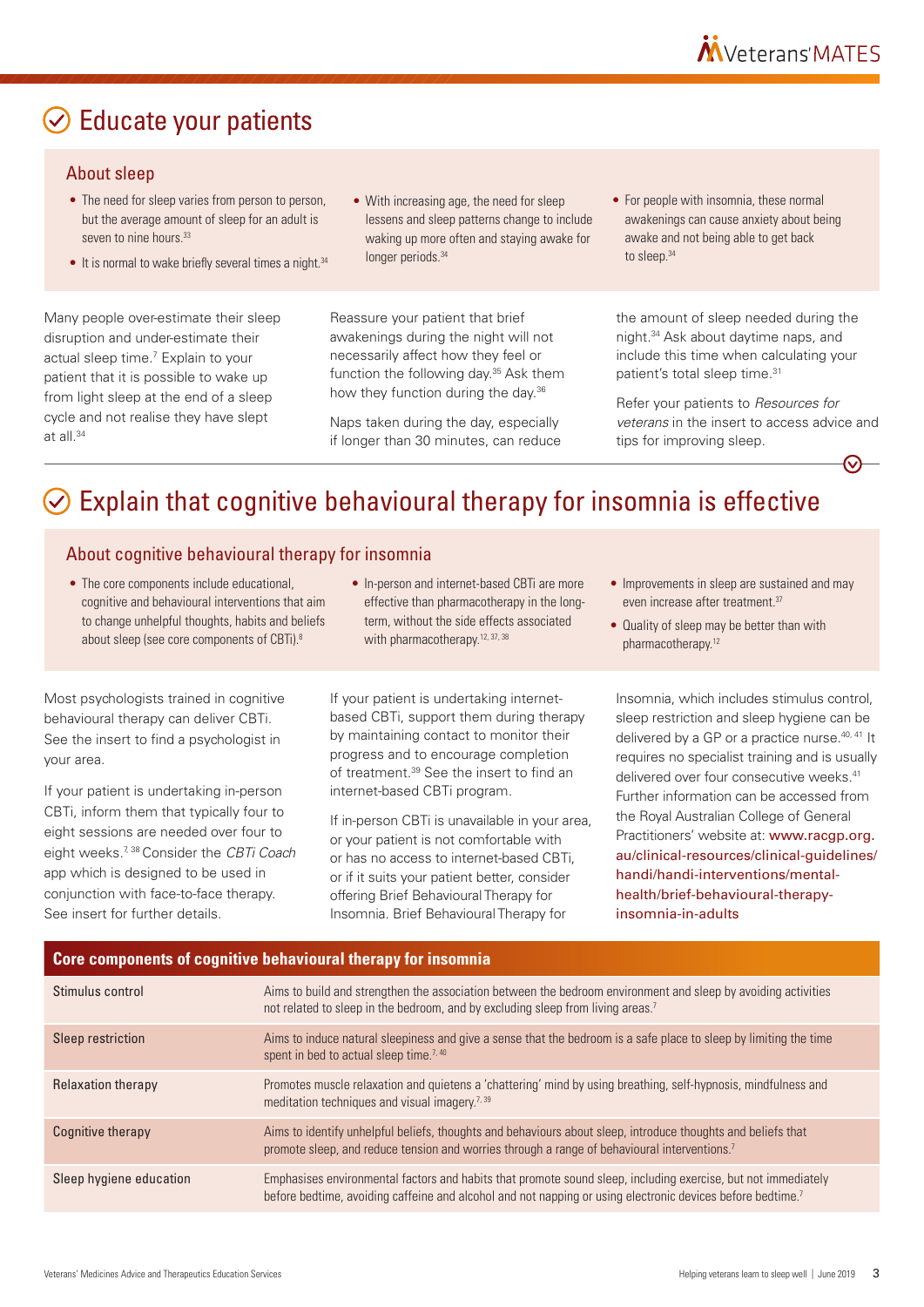# Educate your patients

## About sleep

- The need for sleep varies from person to person, but the average amount of sleep for an adult is seven to nine hours.[33]
- It is normal to wake briefly several times a night.[34]
- With increasing age, the need for sleep lessens and sleep patterns change to include waking up more often and staying awake for longer periods.[34]
- For people with insomnia, these normal awakenings can cause anxiety about being awake and not being able to get back to sleep.[34]

Many people over-estimate their sleep disruption and under-estimate their actual sleep time.[7] Explain to your patient that it is possible to wake up from light sleep at the end of a sleep cycle and not realise they have slept at all.[34]

Reassure your patient that brief awakenings during the night will not necessarily affect how they feel or function the following day.[35] Ask them how they function during the day.[36]

Naps taken during the day, especially if longer than 30 minutes, can reduce the amount of sleep needed during the night.[34] Ask about daytime naps, and include this time when calculating your patient's total sleep time.[31]

Refer your patients to *Resources for veterans* in the insert to access advice and tips for improving sleep.

# Explain that cognitive behavioural therapy for insomnia is effective

## About cognitive behavioural therapy for insomnia

- The core components include educational, cognitive and behavioural interventions that aim to change unhelpful thoughts, habits and beliefs about sleep (see core components of CBTi).[8]
- In-person and internet-based CBTi are more effective than pharmacotherapy in the long-term, without the side effects associated with pharmacotherapy.[12, 37, 38]
- Improvements in sleep are sustained and may even increase after treatment.[37]
- Quality of sleep may be better than with pharmacotherapy.[12]

Most psychologists trained in cognitive behavioural therapy can deliver CBTi. See the insert to find a psychologist in your area.

If your patient is undertaking in-person CBTi, inform them that typically four to eight sessions are needed over four to eight weeks.[7, 38] Consider the *CBTi Coach* app which is designed to be used in conjunction with face-to-face therapy. See insert for further details.

If your patient is undertaking internet-based CBTi, support them during therapy by maintaining contact to monitor their progress and to encourage completion of treatment.[39] See the insert to find an internet-based CBTi program.

If in-person CBTi is unavailable in your area, or your patient is not comfortable with or has no access to internet-based CBTi, or if it suits your patient better, consider offering Brief Behavioural Therapy for Insomnia. Brief Behavioural Therapy for Insomnia, which includes stimulus control, sleep restriction and sleep hygiene can be delivered by a GP or a practice nurse.[40, 41] It requires no specialist training and is usually delivered over four consecutive weeks.[41] Further information can be accessed from the Royal Australian College of General Practitioners' website at: www.racgp.org.au/clinical-resources/clinical-guidelines/handi/handi-interventions/mental-health/brief-behavioural-therapy-insomnia-in-adults

| Core components of cognitive behavioural therapy for insomnia | |
|---|---|
| Stimulus control | Aims to build and strengthen the association between the bedroom environment and sleep by avoiding activities not related to sleep in the bedroom, and by excluding sleep from living areas.[7] |
| Sleep restriction | Aims to induce natural sleepiness and give a sense that the bedroom is a safe place to sleep by limiting the time spent in bed to actual sleep time.[7, 40] |
| Relaxation therapy | Promotes muscle relaxation and quietens a 'chattering' mind by using breathing, self-hypnosis, mindfulness and meditation techniques and visual imagery.[7, 39] |
| Cognitive therapy | Aims to identify unhelpful beliefs, thoughts and behaviours about sleep, introduce thoughts and beliefs that promote sleep, and reduce tension and worries through a range of behavioural interventions.[7] |
| Sleep hygiene education | Emphasises environmental factors and habits that promote sound sleep, including exercise, but not immediately before bedtime, avoiding caffeine and alcohol and not napping or using electronic devices before bedtime.[7] |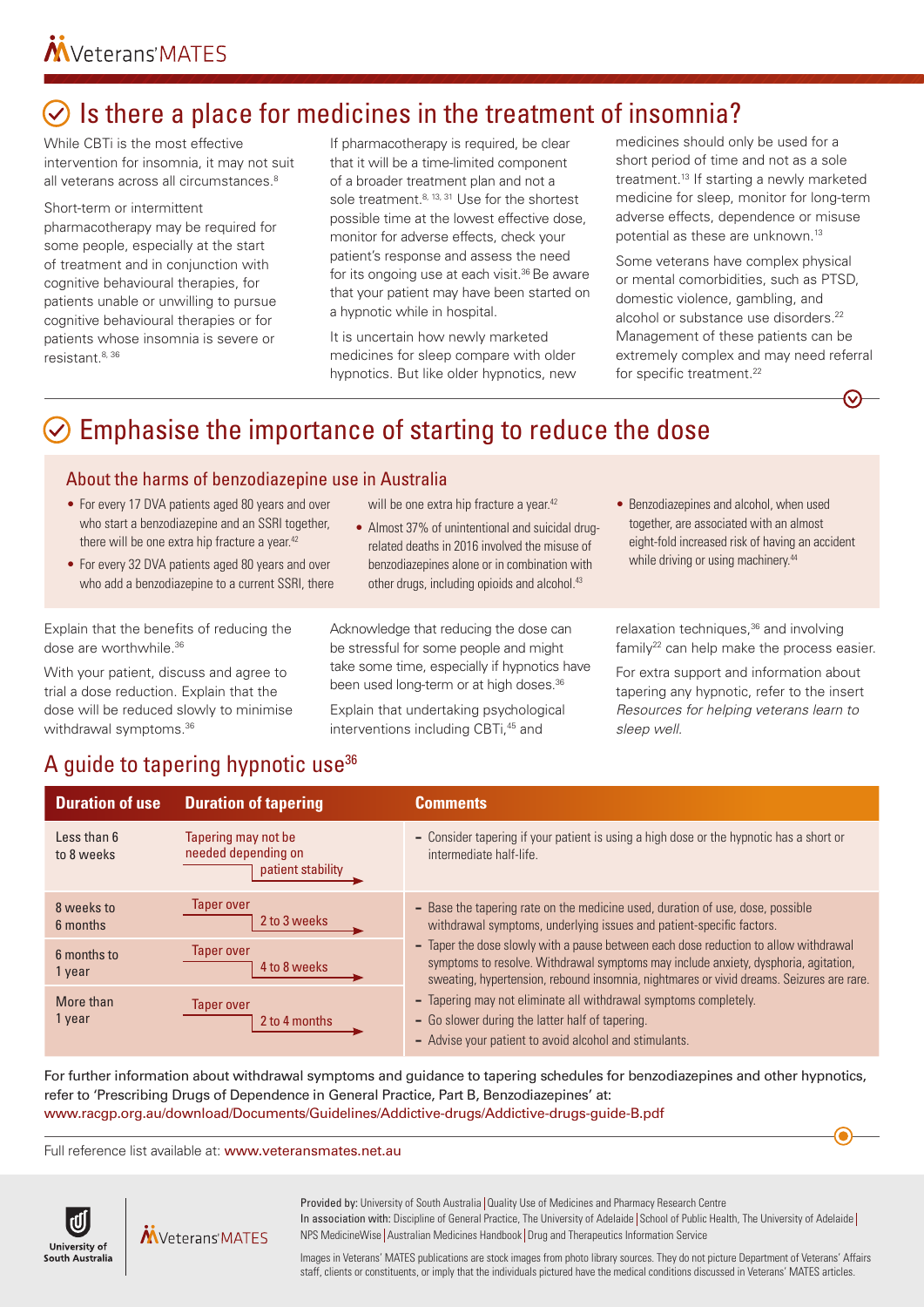## Is there a place for medicines in the treatment of insomnia?

While CBTi is the most effective intervention for insomnia, it may not suit all veterans across all circumstances.[8]

Short-term or intermittent pharmacotherapy may be required for some people, especially at the start of treatment and in conjunction with cognitive behavioural therapies, for patients unable or unwilling to pursue cognitive behavioural therapies or for patients whose insomnia is severe or resistant.[8, 36]

If pharmacotherapy is required, be clear that it will be a time-limited component of a broader treatment plan and not a sole treatment.[8, 13, 31] Use for the shortest possible time at the lowest effective dose, monitor for adverse effects, check your patient's response and assess the need for its ongoing use at each visit.[36] Be aware that your patient may have been started on a hypnotic while in hospital.

It is uncertain how newly marketed medicines for sleep compare with older hypnotics. But like older hypnotics, new medicines should only be used for a short period of time and not as a sole treatment.[13] If starting a newly marketed medicine for sleep, monitor for long-term adverse effects, dependence or misuse potential as these are unknown.[13]

Some veterans have complex physical or mental comorbidities, such as PTSD, domestic violence, gambling, and alcohol or substance use disorders.[22] Management of these patients can be extremely complex and may need referral for specific treatment.[22]

## Emphasise the importance of starting to reduce the dose

### About the harms of benzodiazepine use in Australia

- For every 17 DVA patients aged 80 years and over who start a benzodiazepine and an SSRI together, there will be one extra hip fracture a year.[42]
- For every 32 DVA patients aged 80 years and over who add a benzodiazepine to a current SSRI, there will be one extra hip fracture a year.[42]
- Almost 37% of unintentional and suicidal drug-related deaths in 2016 involved the misuse of benzodiazepines alone or in combination with other drugs, including opioids and alcohol.[43]
- Benzodiazepines and alcohol, when used together, are associated with an almost eight-fold increased risk of having an accident while driving or using machinery.[44]

Explain that the benefits of reducing the dose are worthwhile.[36]

With your patient, discuss and agree to trial a dose reduction. Explain that the dose will be reduced slowly to minimise withdrawal symptoms.[36]

Acknowledge that reducing the dose can be stressful for some people and might take some time, especially if hypnotics have been used long-term or at high doses.[36]

Explain that undertaking psychological interventions including CBTi,[45] and relaxation techniques,[36] and involving family[22] can help make the process easier.

For extra support and information about tapering any hypnotic, refer to the insert *Resources for helping veterans learn to sleep well.*

### A guide to tapering hypnotic use[36]

| Duration of use | Duration of tapering | Comments |
|---|---|---|
| Less than 6 to 8 weeks | Tapering may not be needed depending on patient stability | - Consider tapering if your patient is using a high dose or the hypnotic has a short or intermediate half-life. |
| 8 weeks to 6 months | Taper over 2 to 3 weeks | - Base the tapering rate on the medicine used, duration of use, dose, possible withdrawal symptoms, underlying issues and patient-specific factors.<br>- Taper the dose slowly with a pause between each dose reduction to allow withdrawal symptoms to resolve. Withdrawal symptoms may include anxiety, dysphoria, agitation, sweating, hypertension, rebound insomnia, nightmares or vivid dreams. Seizures are rare.<br>- Tapering may not eliminate all withdrawal symptoms completely.<br>- Go slower during the latter half of tapering.<br>- Advise your patient to avoid alcohol and stimulants. |
| 6 months to 1 year | Taper over 4 to 8 weeks | |
| More than 1 year | Taper over 2 to 4 months | |

For further information about withdrawal symptoms and guidance to tapering schedules for benzodiazepines and other hypnotics, refer to 'Prescribing Drugs of Dependence in General Practice, Part B, Benzodiazepines' at: www.racgp.org.au/download/Documents/Guidelines/Addictive-drugs/Addictive-drugs-guide-B.pdf

Full reference list available at: www.veteransmates.net.au

Provided by: University of South Australia | Quality Use of Medicines and Pharmacy Research Centre
In association with: Discipline of General Practice, The University of Adelaide | School of Public Health, The University of Adelaide | NPS MedicineWise | Australian Medicines Handbook | Drug and Therapeutics Information Service

Images in Veterans' MATES publications are stock images from photo library sources. They do not picture Department of Veterans' Affairs staff, clients or constituents, or imply that the individuals pictured have the medical conditions discussed in Veterans' MATES articles.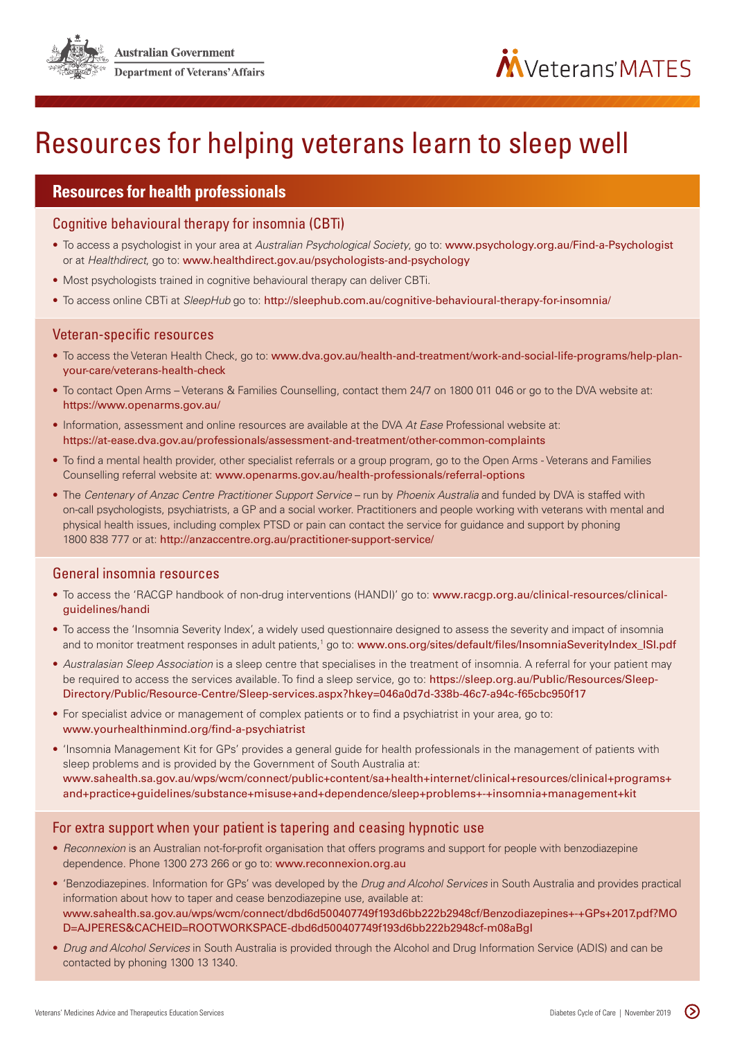# Resources for helping veterans learn to sleep well

## Resources for health professionals

### Cognitive behavioural therapy for insomnia (CBTi)

- To access a psychologist in your area at *Australian Psychological Society*, go to: www.psychology.org.au/Find-a-Psychologist or at *Healthdirect*, go to: www.healthdirect.gov.au/psychologists-and-psychology
- Most psychologists trained in cognitive behavioural therapy can deliver CBTi.
- To access online CBTi at *SleepHub* go to: http://sleephub.com.au/cognitive-behavioural-therapy-for-insomnia/

### Veteran-specific resources

- To access the Veteran Health Check, go to: www.dva.gov.au/health-and-treatment/work-and-social-life-programs/help-plan-your-care/veterans-health-check
- To contact Open Arms – Veterans & Families Counselling, contact them 24/7 on 1800 011 046 or go to the DVA website at: https://www.openarms.gov.au/
- Information, assessment and online resources are available at the DVA *At Ease* Professional website at: https://at-ease.dva.gov.au/professionals/assessment-and-treatment/other-common-complaints
- To find a mental health provider, other specialist referrals or a group program, go to the Open Arms - Veterans and Families Counselling referral website at: www.openarms.gov.au/health-professionals/referral-options
- The *Centenary of Anzac Centre Practitioner Support Service* – run by *Phoenix Australia* and funded by DVA is staffed with on-call psychologists, psychiatrists, a GP and a social worker. Practitioners and people working with veterans with mental and physical health issues, including complex PTSD or pain can contact the service for guidance and support by phoning 1800 838 777 or at: http://anzaccentre.org.au/practitioner-support-service/

### General insomnia resources

- To access the 'RACGP handbook of non-drug interventions (HANDI)' go to: www.racgp.org.au/clinical-resources/clinical-guidelines/handi
- To access the 'Insomnia Severity Index', a widely used questionnaire designed to assess the severity and impact of insomnia and to monitor treatment responses in adult patients,[1] go to: www.ons.org/sites/default/files/InsomniaSeverityIndex_ISI.pdf
- *Australasian Sleep Association* is a sleep centre that specialises in the treatment of insomnia. A referral for your patient may be required to access the services available. To find a sleep service, go to: https://sleep.org.au/Public/Resources/Sleep-Directory/Public/Resource-Centre/Sleep-services.aspx?hkey=046a0d7d-338b-46c7-a94c-f65cbc950f17
- For specialist advice or management of complex patients or to find a psychiatrist in your area, go to: www.yourhealthinmind.org/find-a-psychiatrist
- 'Insomnia Management Kit for GPs' provides a general guide for health professionals in the management of patients with sleep problems and is provided by the Government of South Australia at: www.sahealth.sa.gov.au/wps/wcm/connect/public+content/sa+health+internet/clinical+resources/clinical+programs+and+practice+guidelines/substance+misuse+and+dependence/sleep+problems+-+insomnia+management+kit

### For extra support when your patient is tapering and ceasing hypnotic use

- *Reconnexion* is an Australian not-for-profit organisation that offers programs and support for people with benzodiazepine dependence. Phone 1300 273 266 or go to: www.reconnexion.org.au
- 'Benzodiazepines. Information for GPs' was developed by the *Drug and Alcohol Services* in South Australia and provides practical information about how to taper and cease benzodiazepine use, available at: www.sahealth.sa.gov.au/wps/wcm/connect/dbd6d500407749f193d6bb222b2948cf/Benzodiazepines+-+GPs+2017.pdf?MOD=AJPERES&CACHEID=ROOTWORKSPACE-dbd6d500407749f193d6bb222b2948cf-m08aBgl
- *Drug and Alcohol Services* in South Australia is provided through the Alcohol and Drug Information Service (ADIS) and can be contacted by phoning 1300 13 1340.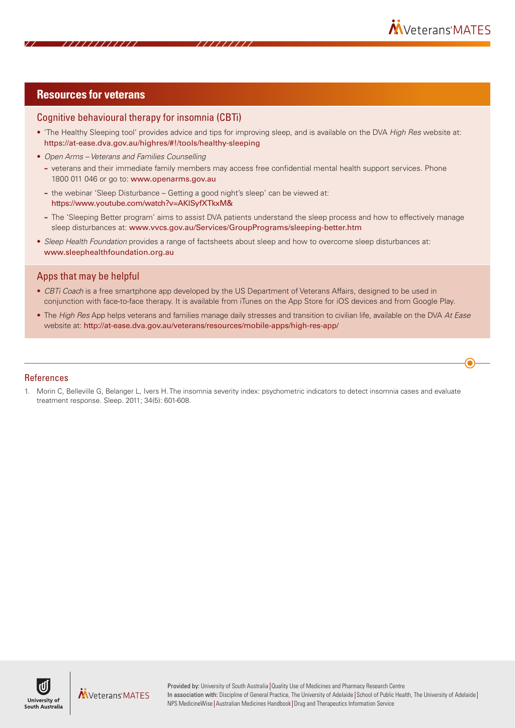## Resources for veterans

### Cognitive behavioural therapy for insomnia (CBTi)

- 'The Healthy Sleeping tool' provides advice and tips for improving sleep, and is available on the DVA *High Res* website at: https://at-ease.dva.gov.au/highres/#!/tools/healthy-sleeping
- *Open Arms – Veterans and Families Counselling*
  - veterans and their immediate family members may access free confidential mental health support services. Phone 1800 011 046 or go to: www.openarms.gov.au
  - the webinar 'Sleep Disturbance – Getting a good night's sleep' can be viewed at: https://www.youtube.com/watch?v=AKlSyfXTkxM&
  - The 'Sleeping Better program' aims to assist DVA patients understand the sleep process and how to effectively manage sleep disturbances at: www.vvcs.gov.au/Services/GroupPrograms/sleeping-better.htm
- *Sleep Health Foundation* provides a range of factsheets about sleep and how to overcome sleep disturbances at: www.sleephealthfoundation.org.au

### Apps that may be helpful

- *CBTi Coach* is a free smartphone app developed by the US Department of Veterans Affairs, designed to be used in conjunction with face-to-face therapy. It is available from iTunes on the App Store for iOS devices and from Google Play.
- The *High Res* App helps veterans and families manage daily stresses and transition to civilian life, available on the DVA *At Ease* website at: http://at-ease.dva.gov.au/veterans/resources/mobile-apps/high-res-app/

## References

1. Morin C, Belleville G, Belanger L, Ivers H. The insomnia severity index: psychometric indicators to detect insomnia cases and evaluate treatment response. Sleep. 2011; 34(5): 601-608.

Provided by: University of South Australia | Quality Use of Medicines and Pharmacy Research Centre
In association with: Discipline of General Practice, The University of Adelaide | School of Public Health, The University of Adelaide | NPS MedicineWise | Australian Medicines Handbook | Drug and Therapeutics Information Service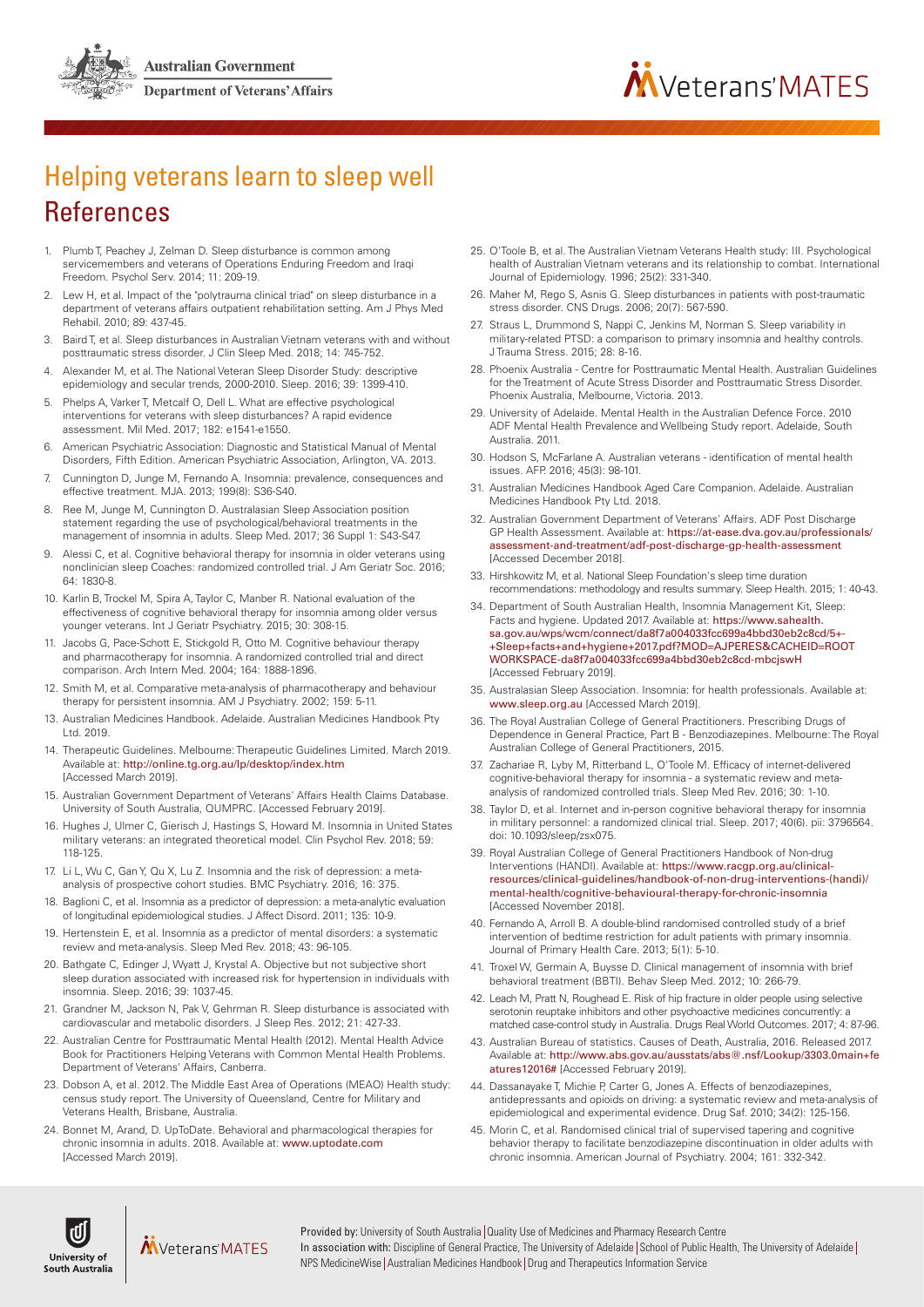# Helping veterans learn to sleep well

## References

1. Plumb T, Peachey J, Zelman D. Sleep disturbance is common among servicemembers and veterans of Operations Enduring Freedom and Iraqi Freedom. Psychol Serv. 2014; 11: 209-19.
2. Lew H, et al. Impact of the "polytrauma clinical triad" on sleep disturbance in a department of veterans affairs outpatient rehabilitation setting. Am J Phys Med Rehabil. 2010; 89: 437-45.
3. Baird T, et al. Sleep disturbances in Australian Vietnam veterans with and without posttraumatic stress disorder. J Clin Sleep Med. 2018; 14: 745-752.
4. Alexander M, et al. The National Veteran Sleep Disorder Study: descriptive epidemiology and secular trends, 2000-2010. Sleep. 2016; 39: 1399-410.
5. Phelps A, Varker T, Metcalf O, Dell L. What are effective psychological interventions for veterans with sleep disturbances? A rapid evidence assessment. Mil Med. 2017; 182: e1541-e1550.
6. American Psychiatric Association: Diagnostic and Statistical Manual of Mental Disorders, Fifth Edition. American Psychiatric Association, Arlington, VA. 2013.
7. Cunnington D, Junge M, Fernando A. Insomnia: prevalence, consequences and effective treatment. MJA. 2013; 199(8): S36-S40.
8. Ree M, Junge M, Cunnington D. Australasian Sleep Association position statement regarding the use of psychological/behavioral treatments in the management of insomnia in adults. Sleep Med. 2017; 36 Suppl 1: S43-S47.
9. Alessi C, et al. Cognitive behavioral therapy for insomnia in older veterans using nonclinician sleep Coaches: randomized controlled trial. J Am Geriatr Soc. 2016; 64: 1830-8.
10. Karlin B, Trockel M, Spira A, Taylor C, Manber R. National evaluation of the effectiveness of cognitive behavioral therapy for insomnia among older versus younger veterans. Int J Geriatr Psychiatry. 2015; 30: 308-15.
11. Jacobs G, Pace-Schott E, Stickgold R, Otto M. Cognitive behaviour therapy and pharmacotherapy for insomnia. A randomized controlled trial and direct comparison. Arch Intern Med. 2004; 164: 1888-1896.
12. Smith M, et al. Comparative meta-analysis of pharmacotherapy and behaviour therapy for persistent insomnia. AM J Psychiatry. 2002; 159: 5-11.
13. Australian Medicines Handbook. Adelaide. Australian Medicines Handbook Pty Ltd. 2019.
14. Therapeutic Guidelines. Melbourne: Therapeutic Guidelines Limited. March 2019. Available at: http://online.tg.org.au/lp/desktop/index.htm [Accessed March 2019].
15. Australian Government Department of Veterans' Affairs Health Claims Database. University of South Australia, QUMPRC. [Accessed February 2019].
16. Hughes J, Ulmer C, Gierisch J, Hastings S, Howard M. Insomnia in United States military veterans: an integrated theoretical model. Clin Psychol Rev. 2018; 59: 118-125.
17. Li L, Wu C, Gan Y, Qu X, Lu Z. Insomnia and the risk of depression: a meta-analysis of prospective cohort studies. BMC Psychiatry. 2016; 16: 375.
18. Baglioni C, et al. Insomnia as a predictor of depression: a meta-analytic evaluation of longitudinal epidemiological studies. J Affect Disord. 2011; 135: 10-9.
19. Hertenstein E, et al. Insomnia as a predictor of mental disorders: a systematic review and meta-analysis. Sleep Med Rev. 2018; 43: 96-105.
20. Bathgate C, Edinger J, Wyatt J, Krystal A. Objective but not subjective short sleep duration associated with increased risk for hypertension in individuals with insomnia. Sleep. 2016; 39: 1037-45.
21. Grandner M, Jackson N, Pak V, Gehrman R. Sleep disturbance is associated with cardiovascular and metabolic disorders. J Sleep Res. 2012; 21: 427-33.
22. Australian Centre for Posttraumatic Mental Health (2012). Mental Health Advice Book for Practitioners Helping Veterans with Common Mental Health Problems. Department of Veterans' Affairs, Canberra.
23. Dobson A, et al. 2012. The Middle East Area of Operations (MEAO) Health study: census study report. The University of Queensland, Centre for Military and Veterans Health, Brisbane, Australia.
24. Bonnet M, Arand, D. UpToDate. Behavioral and pharmacological therapies for chronic insomnia in adults. 2018. Available at: www.uptodate.com [Accessed March 2019].
25. O'Toole B, et al. The Australian Vietnam Veterans Health study: III. Psychological health of Australian Vietnam veterans and its relationship to combat. International Journal of Epidemiology. 1996; 25(2): 331-340.
26. Maher M, Rego S, Asnis G. Sleep disturbances in patients with post-traumatic stress disorder. CNS Drugs. 2006; 20(7): 567-590.
27. Straus L, Drummond S, Nappi C, Jenkins M, Norman S. Sleep variability in military-related PTSD: a comparison to primary insomnia and healthy controls. J Trauma Stress. 2015; 28: 8-16.
28. Phoenix Australia - Centre for Posttraumatic Mental Health. Australian Guidelines for the Treatment of Acute Stress Disorder and Posttraumatic Stress Disorder. Phoenix Australia, Melbourne, Victoria. 2013.
29. University of Adelaide. Mental Health in the Australian Defence Force. 2010 ADF Mental Health Prevalence and Wellbeing Study report. Adelaide, South Australia. 2011.
30. Hodson S, McFarlane A. Australian veterans - identification of mental health issues. AFP. 2016; 45(3): 98-101.
31. Australian Medicines Handbook Aged Care Companion. Adelaide. Australian Medicines Handbook Pty Ltd. 2018.
32. Australian Government Department of Veterans' Affairs. ADF Post Discharge GP Health Assessment. Available at: https://at-ease.dva.gov.au/professionals/assessment-and-treatment/adf-post-discharge-gp-health-assessment [Accessed December 2018].
33. Hirshkowitz M, et al. National Sleep Foundation's sleep time duration recommendations: methodology and results summary. Sleep Health. 2015; 1: 40-43.
34. Department of South Australian Health, Insomnia Management Kit, Sleep: Facts and hygiene. Updated 2017. Available at: https://www.sahealth.sa.gov.au/wps/wcm/connect/da8f7a004033fcc699a4bbd30eb2c8cd/5+-+Sleep+facts+and+hygiene+2017.pdf?MOD=AJPERES&CACHEID=ROOTWORKSPACE-da8f7a004033fcc699a4bbd30eb2c8cd-mbcjswH [Accessed February 2019].
35. Australasian Sleep Association. Insomnia: for health professionals. Available at: www.sleep.org.au [Accessed March 2019].
36. The Royal Australian College of General Practitioners. Prescribing Drugs of Dependence in General Practice, Part B - Benzodiazepines. Melbourne: The Royal Australian College of General Practitioners, 2015.
37. Zachariae R, Lyby M, Ritterband L, O'Toole M. Efficacy of internet-delivered cognitive-behavioral therapy for insomnia - a systematic review and meta-analysis of randomized controlled trials. Sleep Med Rev. 2016; 30: 1-10.
38. Taylor D, et al. Internet and in-person cognitive behavioral therapy for insomnia in military personnel: a randomized clinical trial. Sleep. 2017; 40(6). pii: 3796564. doi: 10.1093/sleep/zsx075.
39. Royal Australian College of General Practitioners Handbook of Non-drug Interventions (HANDI). Available at: https://www.racgp.org.au/clinical-resources/clinical-guidelines/handbook-of-non-drug-interventions-(handi)/mental-health/cognitive-behavioural-therapy-for-chronic-insomnia [Accessed November 2018].
40. Fernando A, Arroll B. A double-blind randomised controlled study of a brief intervention of bedtime restriction for adult patients with primary insomnia. Journal of Primary Health Care. 2013; 5(1): 5-10.
41. Troxel W, Germain A, Buysse D. Clinical management of insomnia with brief behavioral treatment (BBTI). Behav Sleep Med. 2012; 10: 266-79.
42. Leach M, Pratt N, Roughead E. Risk of hip fracture in older people using selective serotonin reuptake inhibitors and other psychoactive medicines concurrently: a matched case-control study in Australia. Drugs Real World Outcomes. 2017; 4: 87-96.
43. Australian Bureau of statistics. Causes of Death, Australia, 2016. Released 2017. Available at: http://www.abs.gov.au/ausstats/abs@.nsf/Lookup/3303.0main+features12016# [Accessed February 2019].
44. Dassanayake T, Michie P, Carter G, Jones A. Effects of benzodiazepines, antidepressants and opioids on driving: a systematic review and meta-analysis of epidemiological and experimental evidence. Drug Saf. 2010; 34(2): 125-156.
45. Morin C, et al. Randomised clinical trial of supervised tapering and cognitive behavior therapy to facilitate benzodiazepine discontinuation in older adults with chronic insomnia. American Journal of Psychiatry. 2004; 161: 332-342.

Provided by: University of South Australia | Quality Use of Medicines and Pharmacy Research Centre
In association with: Discipline of General Practice, The University of Adelaide | School of Public Health, The University of Adelaide | NPS MedicineWise | Australian Medicines Handbook | Drug and Therapeutics Information Service